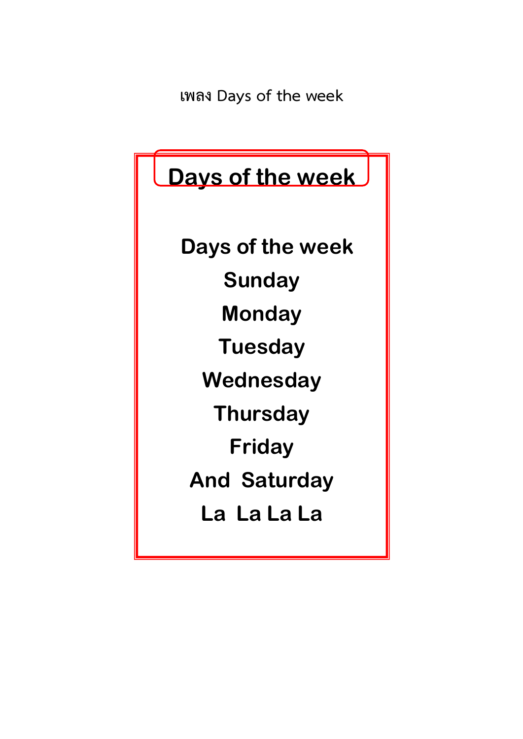เพลง Days of the week

# Days of the week

**Days of the week**

**Sunday**

**Monday**

**Tuesday**

**Wednesday**

**Thursday**

**Friday**

**And  Saturday**

**La  La La La**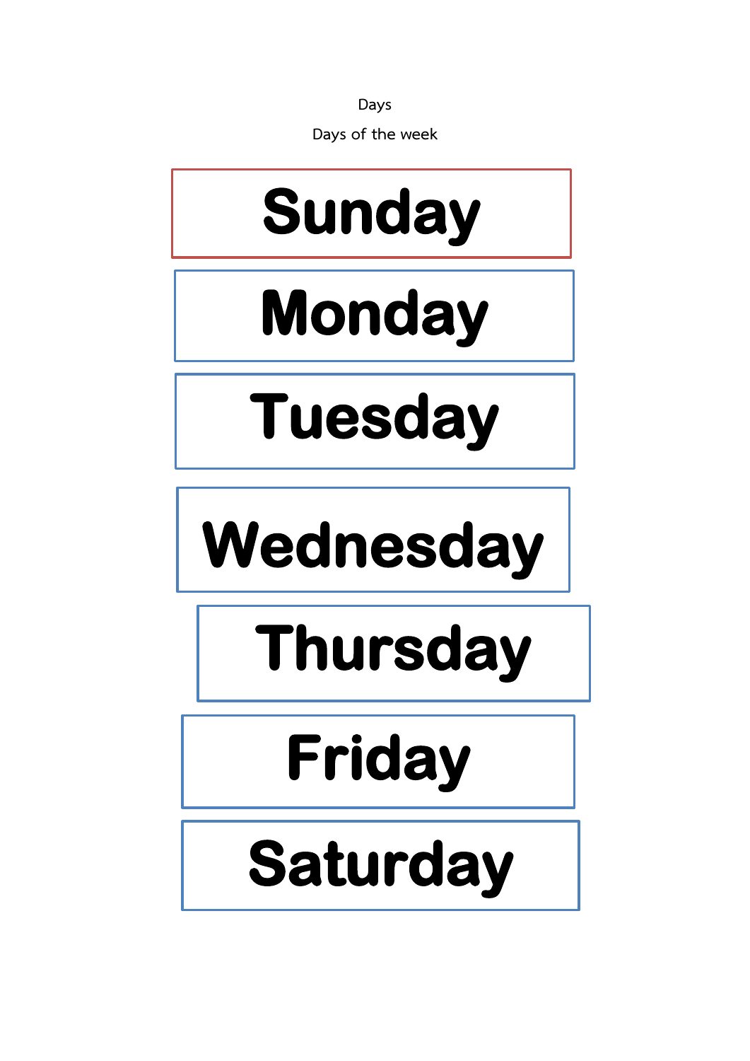Days

Days of the week

**Sunday**

**Monday**

**Tuesday**

**Wednesday**

**Thursday**

**Friday**

**Saturday**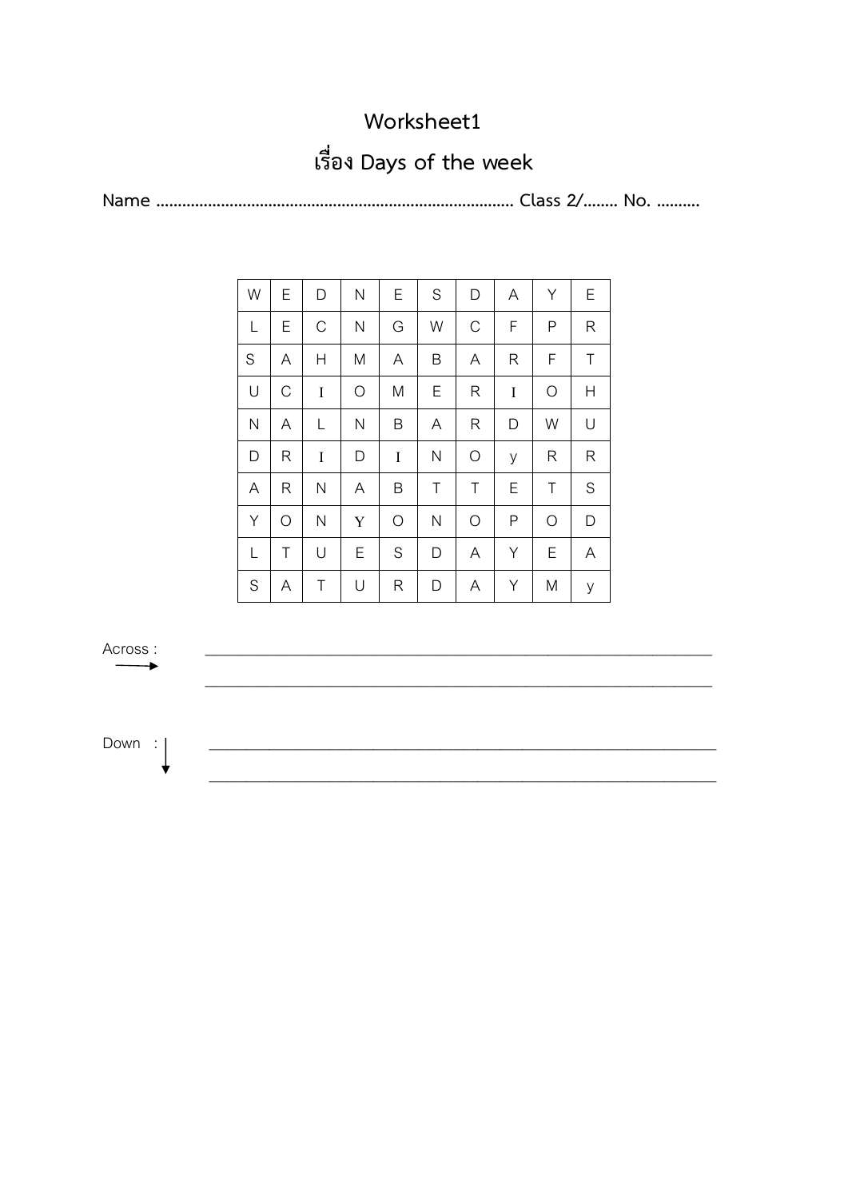# Worksheet1

## เรื่อง Days of the week

**Name ………………………………………………………………………… Class 2/…….. No. ……….**

| | | | | | | | | | |
|---|---|---|---|---|---|---|---|---|---|
| W | E | D | N | E | S | D | A | Y | E |
| L | E | C | N | G | W | C | F | P | R |
| S | A | H | M | A | B | A | R | F | T |
| U | C | I | O | M | E | R | I | O | H |
| N | A | L | N | B | A | R | D | W | U |
| D | R | I | D | I | N | O | y | R | R |
| A | R | N | A | B | T | T | E | T | S |
| Y | O | N | Y | O | N | O | P | O | D |
| L | T | U | E | S | D | A | Y | E | A |
| S | A | T | U | R | D | A | Y | M | y |

Across : →
______________________________________________________________
______________________________________________________________

Down : ↓
______________________________________________________________
______________________________________________________________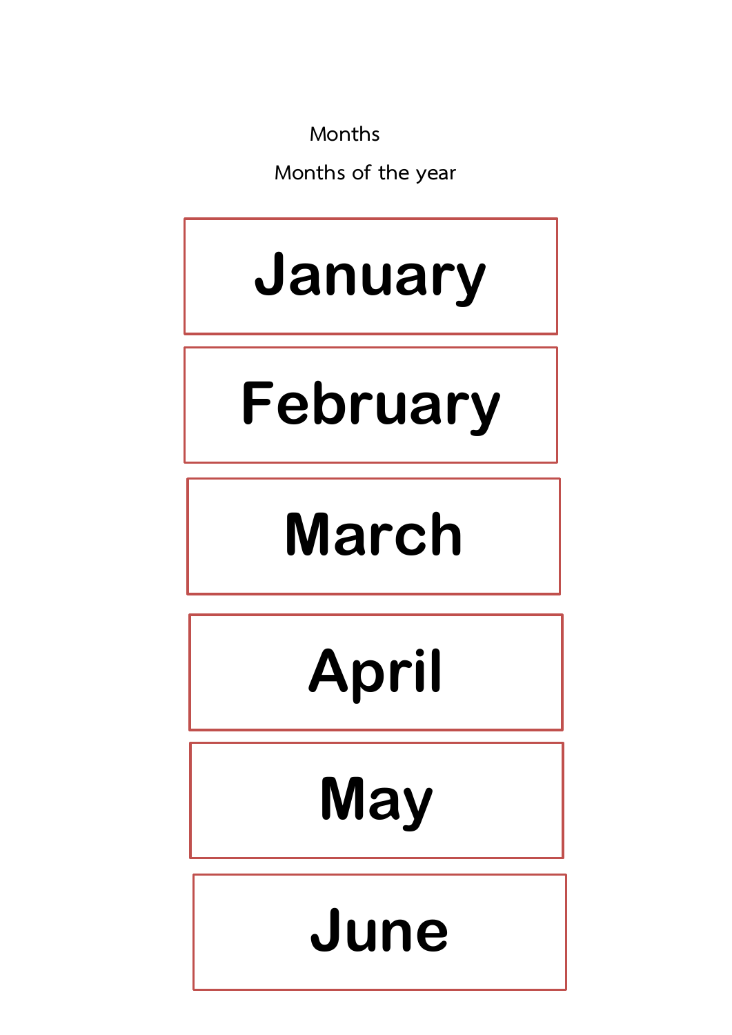Months

Months of the year

**January**

**February**

**March**

**April**

**May**

**June**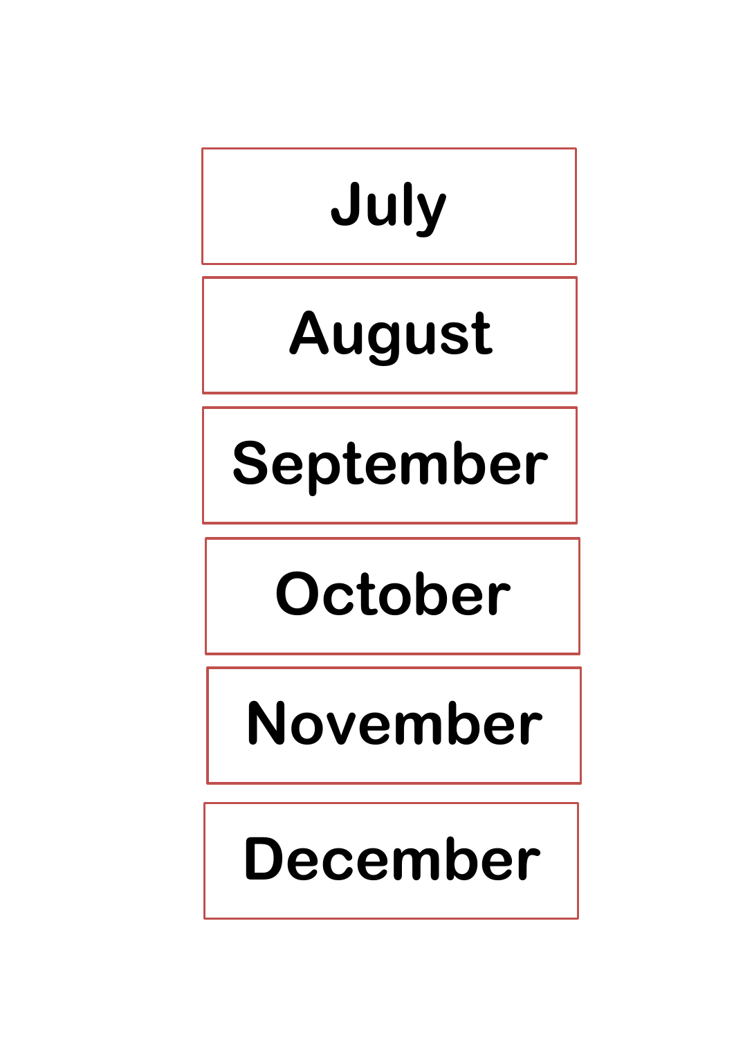**July**

**August**

**September**

**October**

**November**

**December**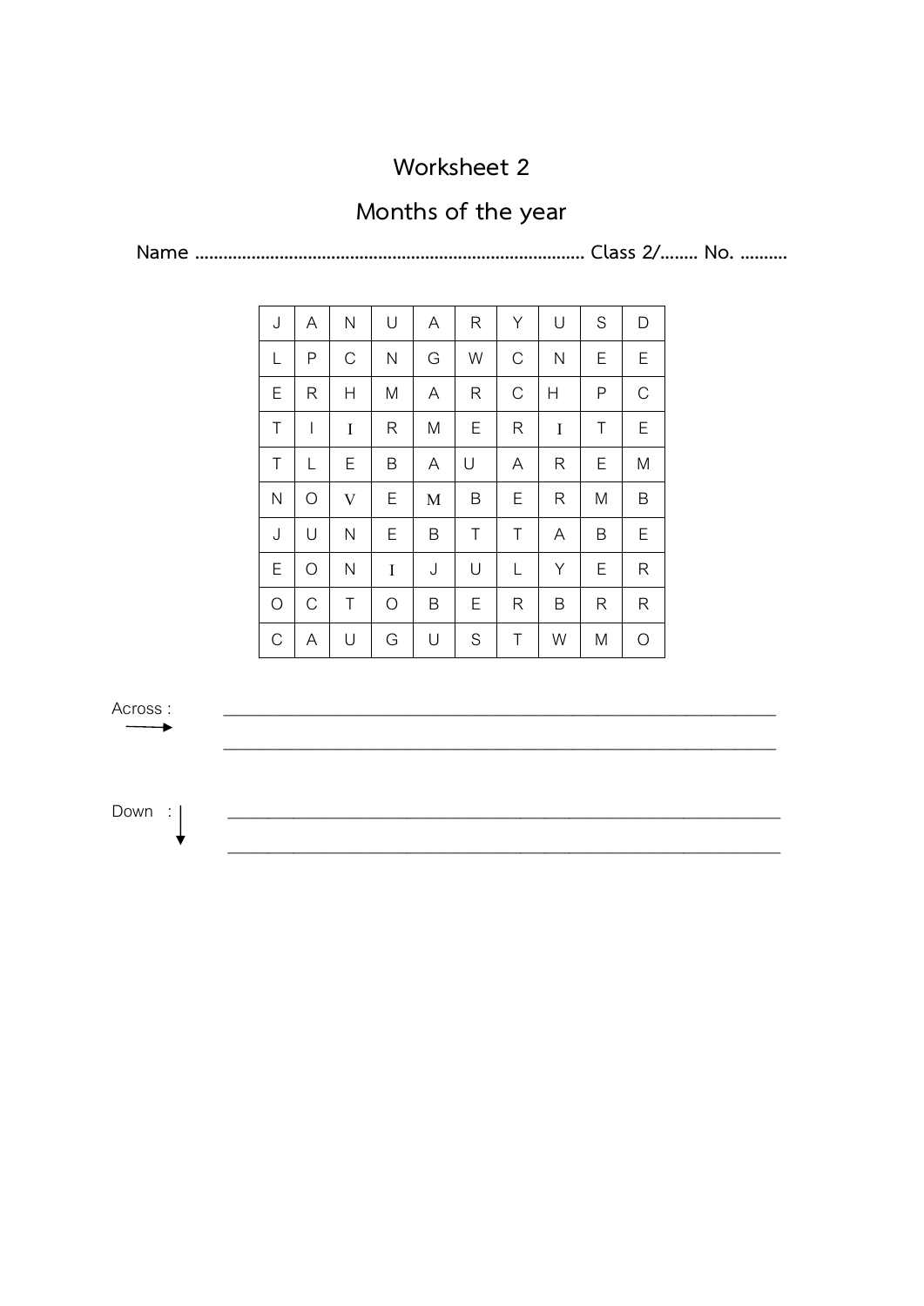# Worksheet 2

## Months of the year

**Name ........................................................................................ Class 2/........ No. ..........**

| J | A | N | U | A | R | Y | U | S | D |
|---|---|---|---|---|---|---|---|---|---|
| L | P | C | N | G | W | C | N | E | E |
| E | R | H | M | A | R | C | H | P | C |
| T | I | I | R | M | E | R | I | T | E |
| T | L | E | B | A | U | A | R | E | M |
| N | O | V | E | M | B | E | R | M | B |
| J | U | N | E | B | T | T | A | B | E |
| E | O | N | I | J | U | L | Y | E | R |
| O | C | T | O | B | E | R | B | R | R |
| C | A | U | G | U | S | T | W | M | O |

Across : →

_______________________________________________________________

_______________________________________________________________

Down : ↓

_______________________________________________________________

_______________________________________________________________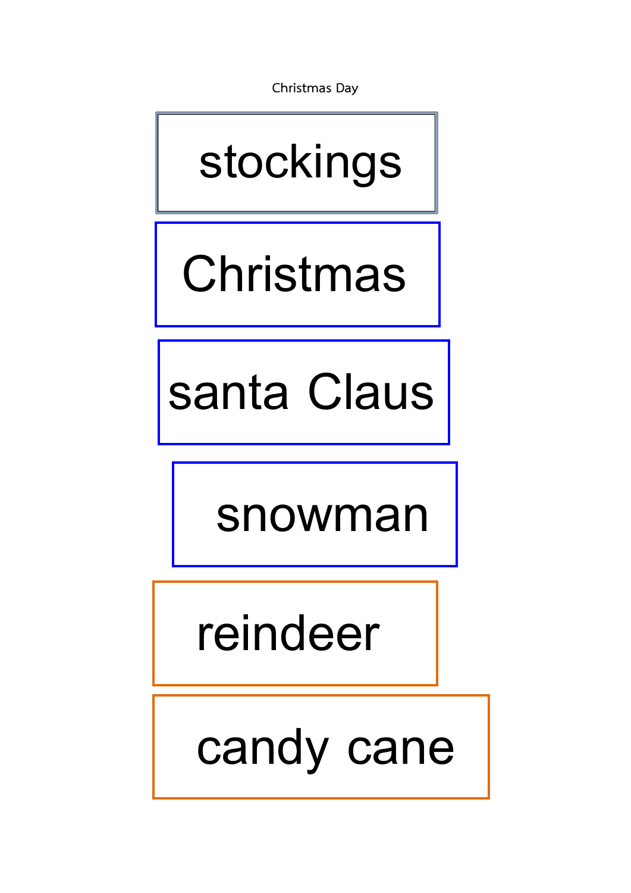Christmas Day

stockings

Christmas

santa Claus

snowman

reindeer

candy cane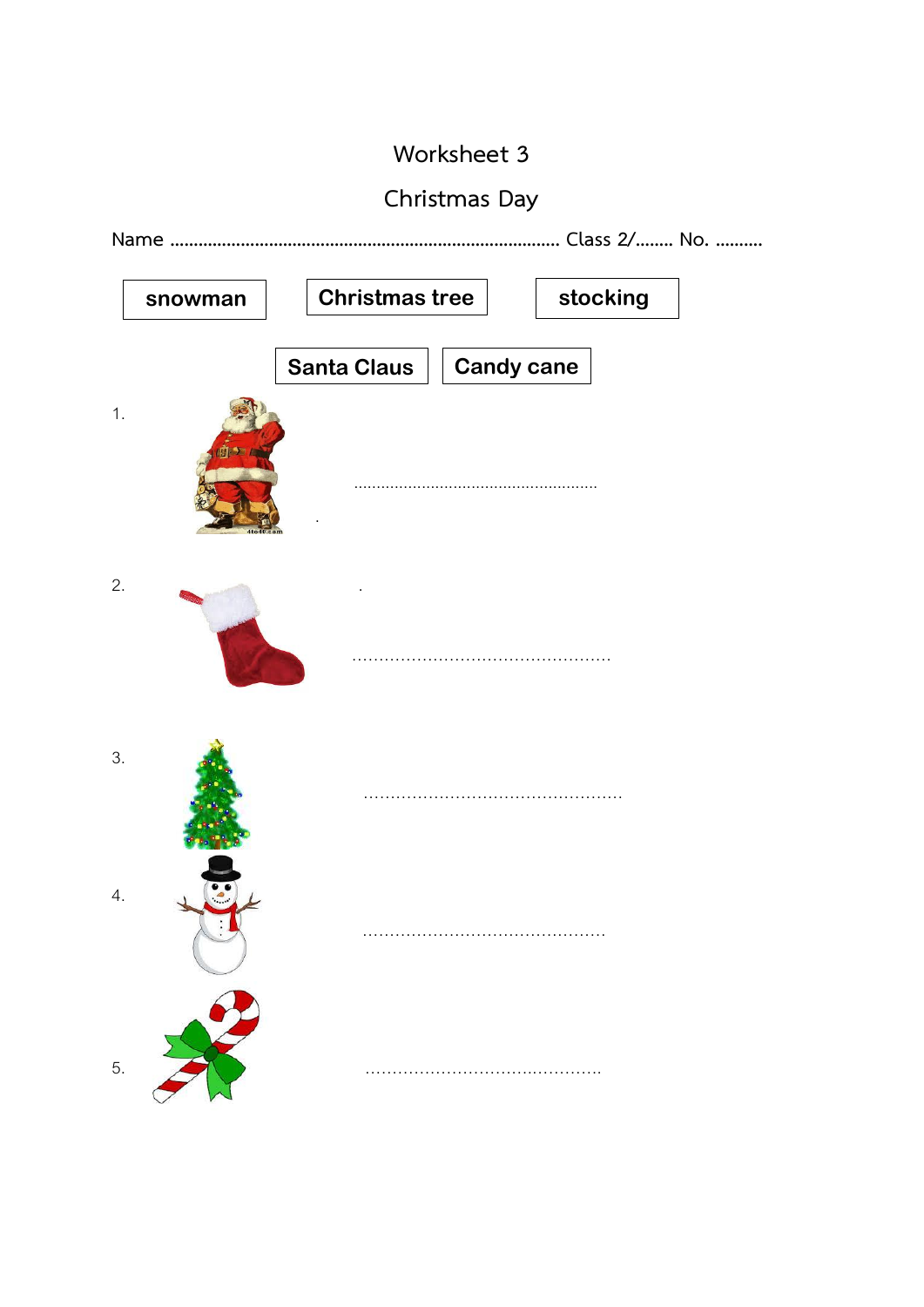# Worksheet 3

## Christmas Day

Name ................................................................................ Class 2/........ No. ..........

**snowman** | **Christmas tree** | **stocking**

**Santa Claus** | **Candy cane**

1. ......................................................

2. ................................................

3. ................................................

4. ............................................

5. ............................................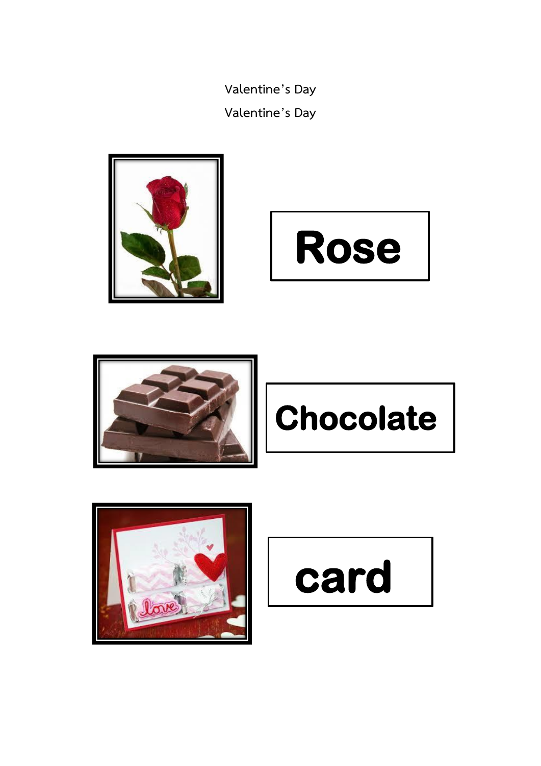Valentine's Day

Valentine's Day

**Rose**

**Chocolate**

**card**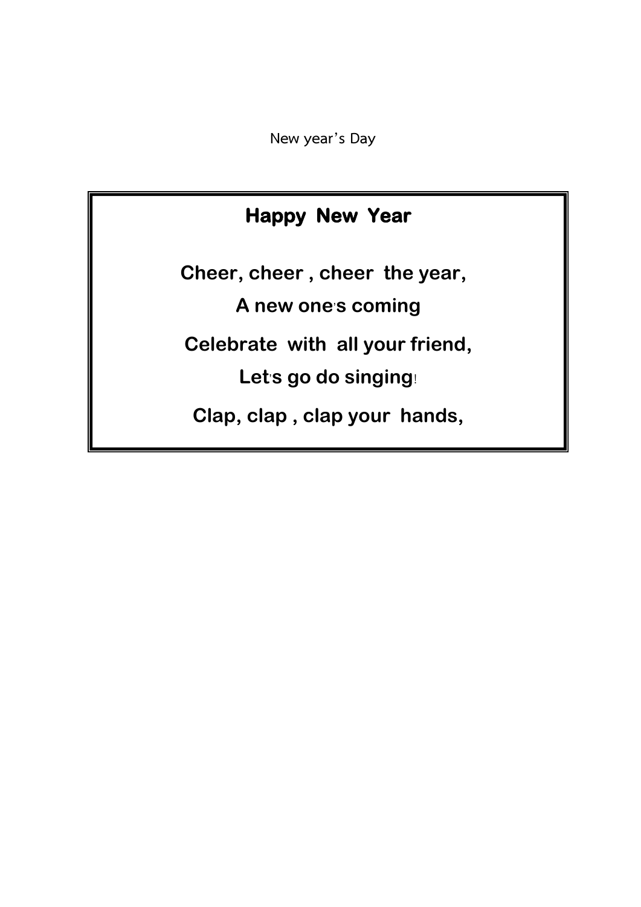New year's Day

## Happy New Year

**Cheer, cheer , cheer the year,**

**A new one's coming**

**Celebrate with all your friend,**

**Let's go do singing!**

**Clap, clap , clap your hands,**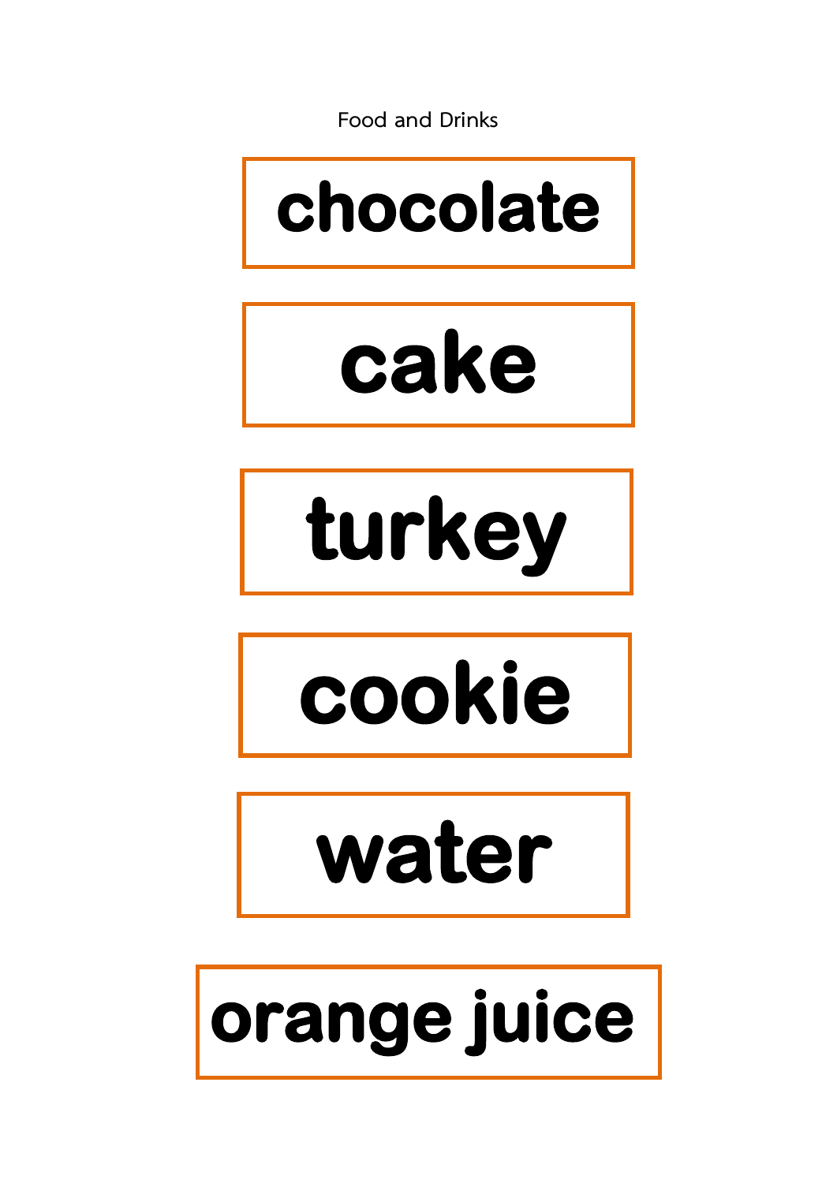Food and Drinks

chocolate

cake

turkey

cookie

water

orange juice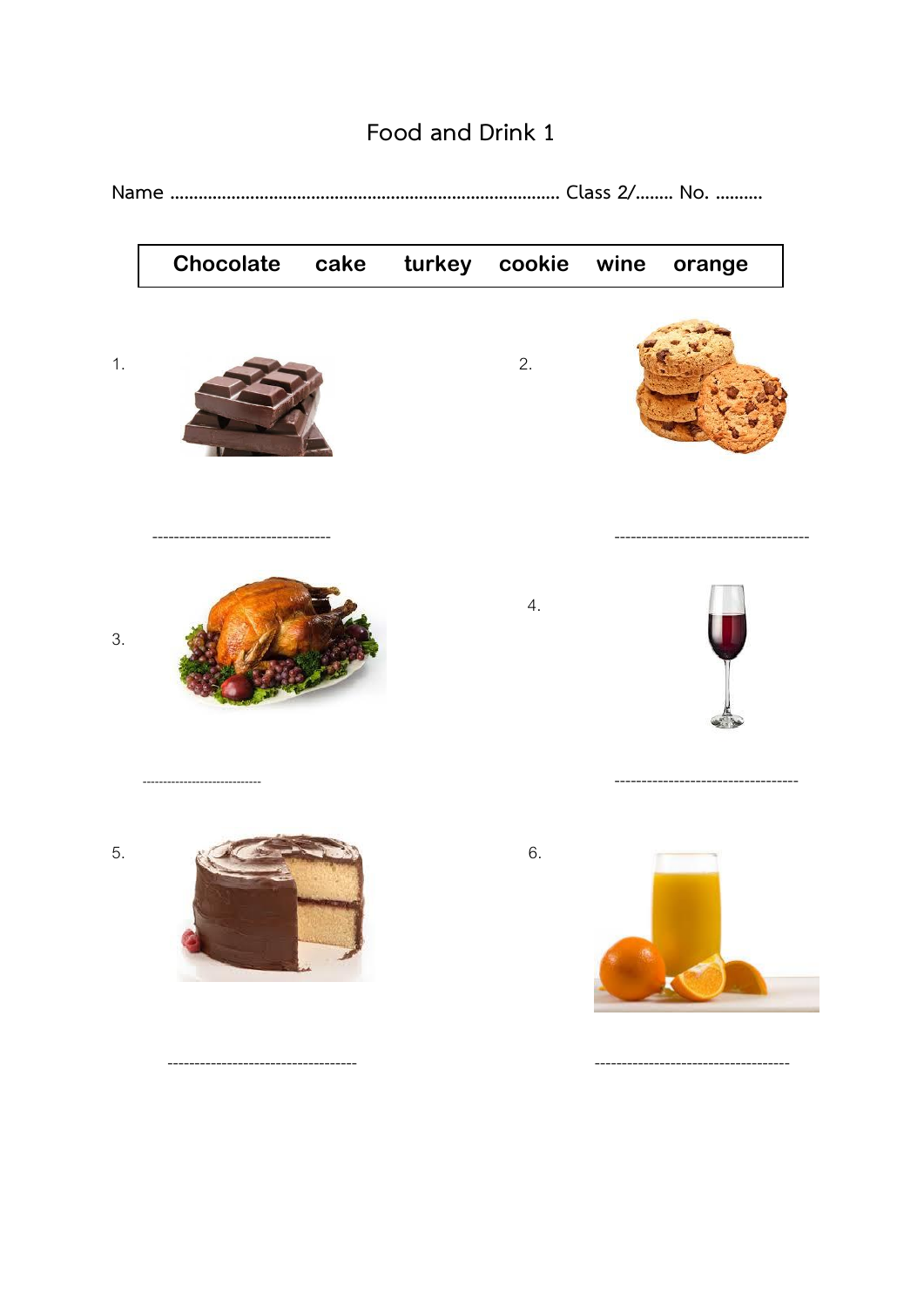# Food and Drink 1

Name ................................................................................... Class 2/........ No. ..........

| **Chocolate cake turkey cookie wine orange** |
|---|

1. ---------------------------------

2. ------------------------------------

3. ----------------------------

4. ----------------------------------

5. -----------------------------------

6. ------------------------------------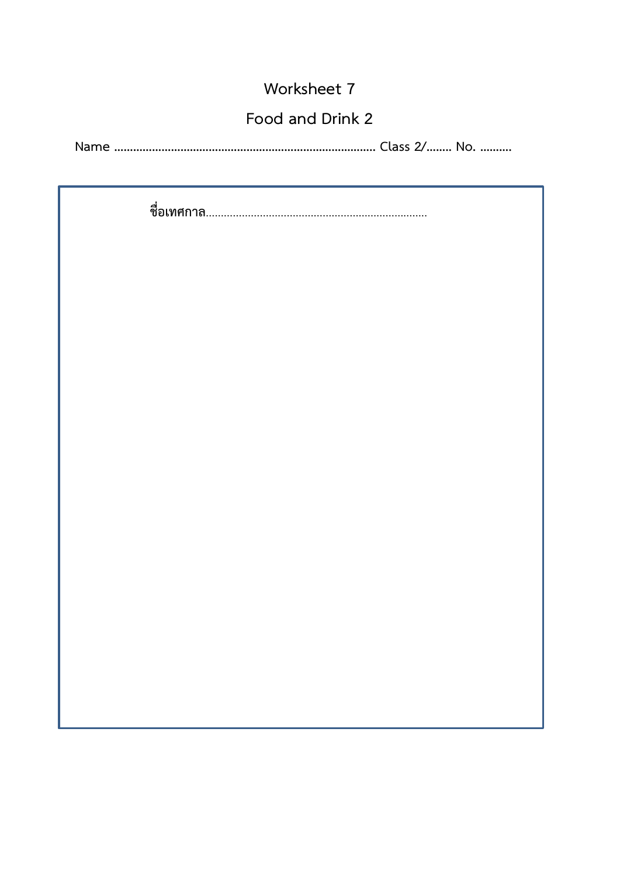# Worksheet 7

## Food and Drink 2

**Name ........................................................................................ Class 2/........ No. ..........**

**ชื่อเทศกาล**..........................................................................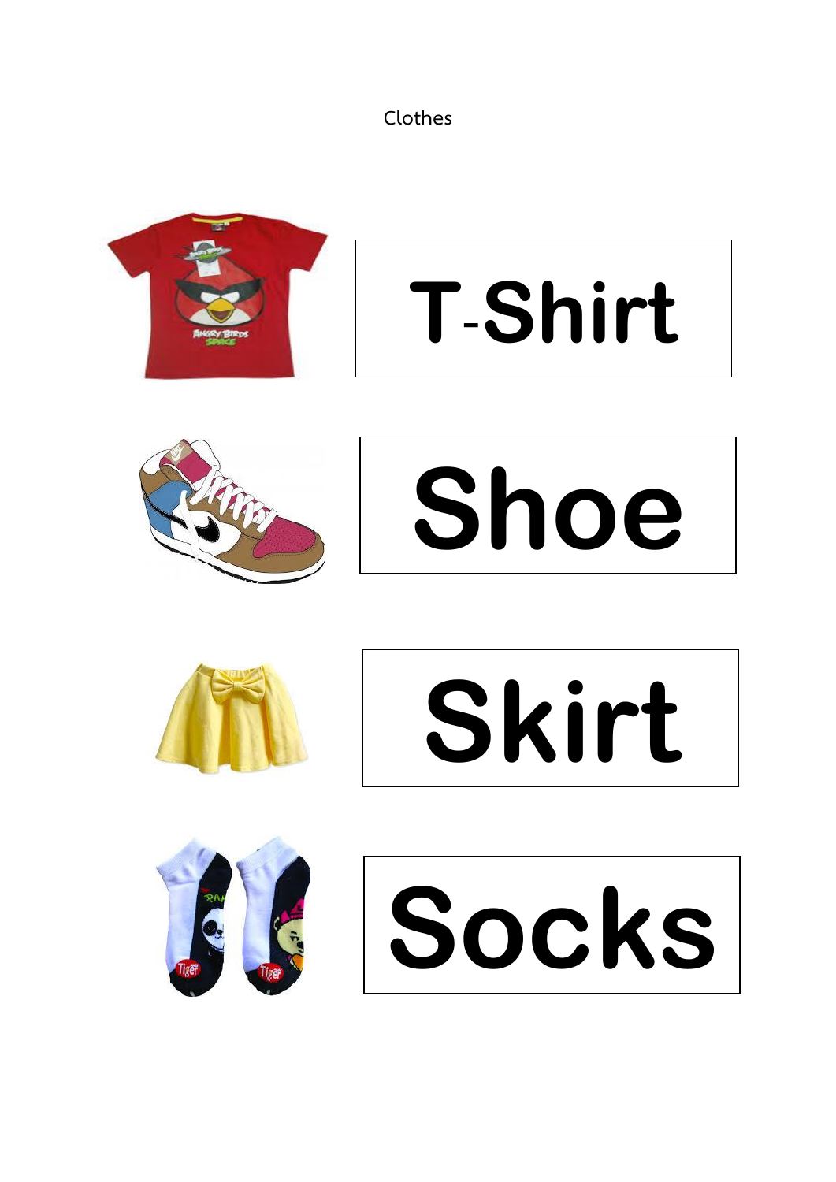Clothes

T-Shirt

Shoe

Skirt

Socks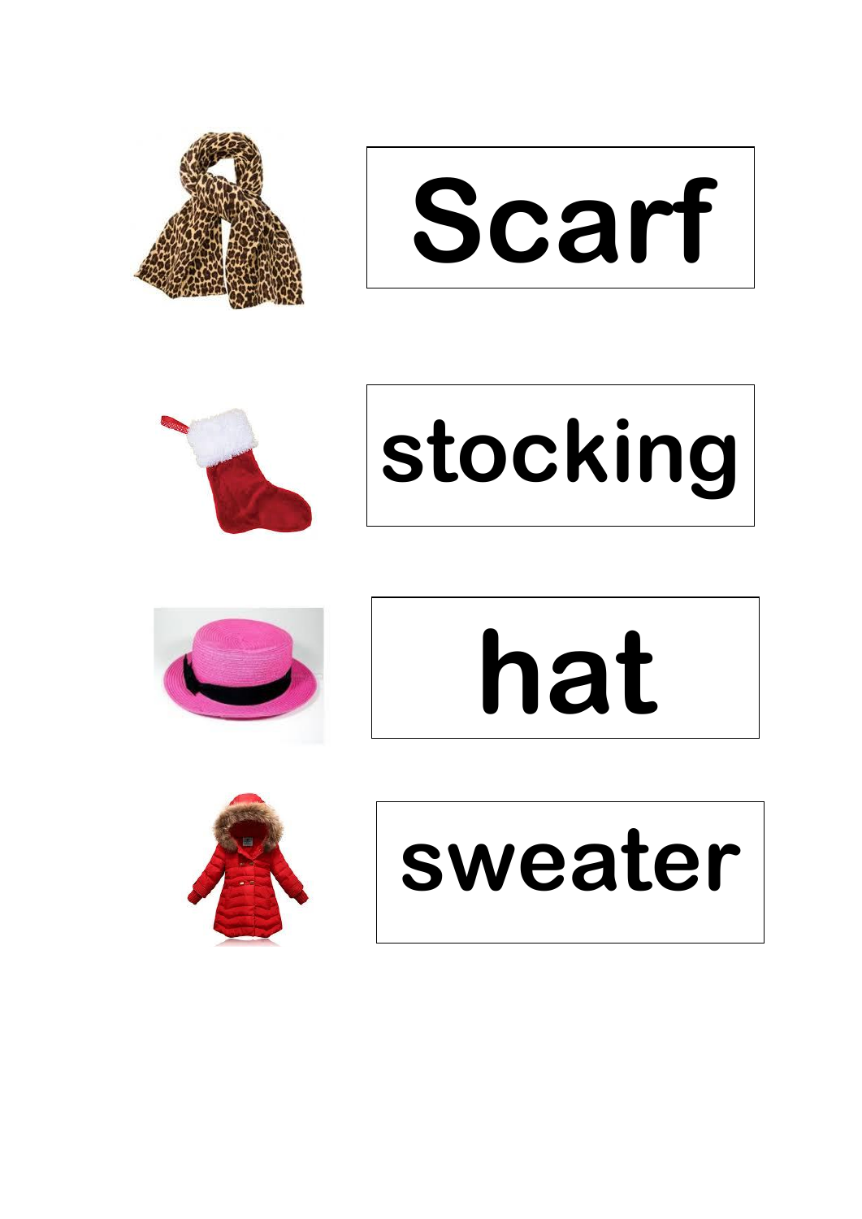Scarf

stocking

hat

sweater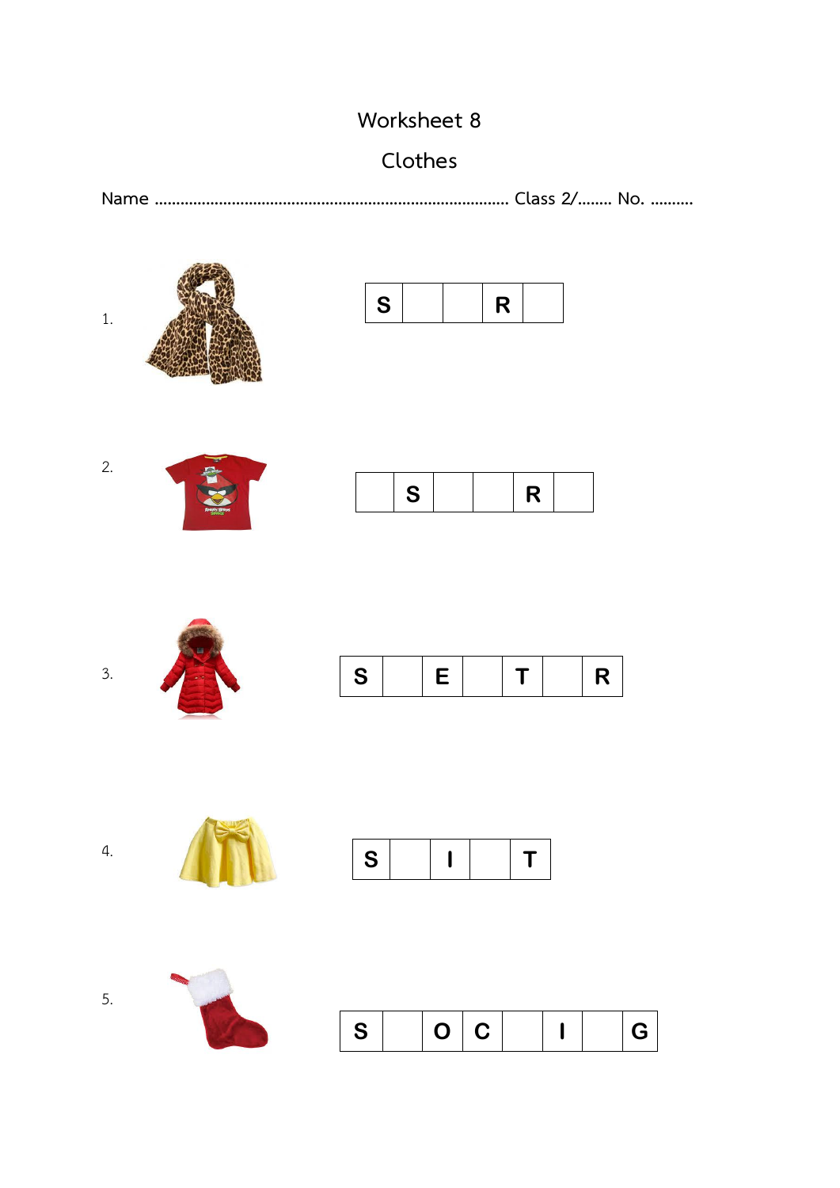# Worksheet 8

## Clothes

Name ............................................................................... Class 2/........ No. ..........

1.

| | | | | |
|---|---|---|---|---|
| S | | | R | |

2.

| | | | | | |
|---|---|---|---|---|---|
| | S | | | R | |

3.

| | | | | | | |
|---|---|---|---|---|---|---|
| S | | E | | T | | R |

4.

| | | | | |
|---|---|---|---|---|
| S | | I | | T |

5.

| | | | | | | | |
|---|---|---|---|---|---|---|---|
| S | | O | C | | I | | G |